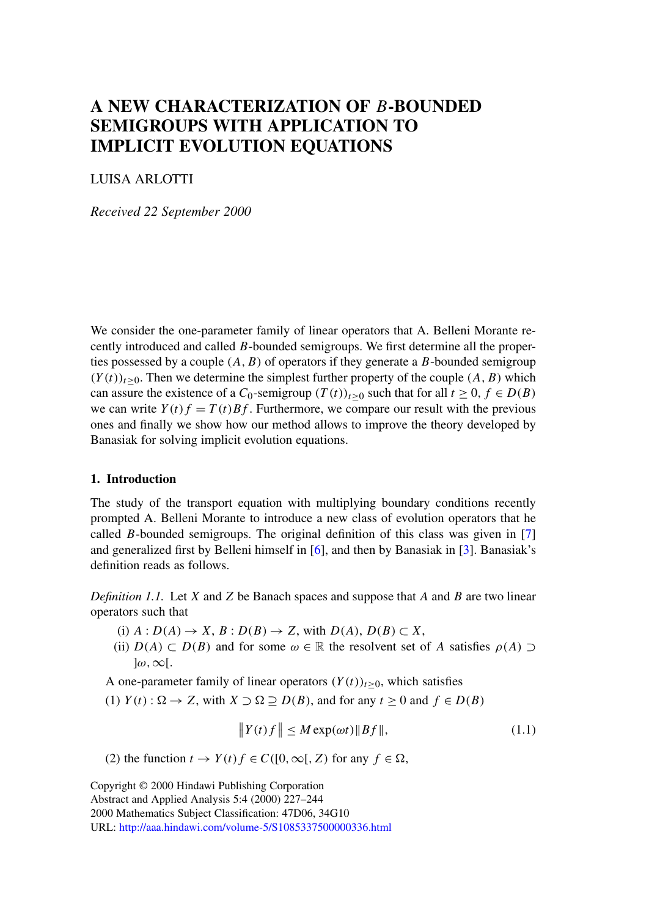# A NEW CHARACTERIZATION OF $B$-BOUNDED SEMIGROUPS WITH APPLICATION TO IMPLICIT EVOLUTION EQUATIONS

LUISA ARLOTTI

*Received 22 September 2000*

We consider the one-parameter family of linear operators that A. Belleni Morante recently introduced and called $B$-bounded semigroups. We first determine all the properties possessed by a couple $(A, B)$ of operators if they generate a $B$-bounded semigroup $(Y(t))_{t\geq 0}$. Then we determine the simplest further property of the couple $(A, B)$ which can assure the existence of a $C_0$-semigroup $(T(t))_{t\geq 0}$ such that for all $t \geq 0$, $f \in D(B)$ we can write $Y(t)f = T(t)Bf$. Furthermore, we compare our result with the previous ones and finally we show how our method allows to improve the theory developed by Banasiak for solving implicit evolution equations.

## 1. Introduction

The study of the transport equation with multiplying boundary conditions recently prompted A. Belleni Morante to introduce a new class of evolution operators that he called $B$-bounded semigroups. The original definition of this class was given in [7] and generalized first by Belleni himself in [6], and then by Banasiak in [3]. Banasiak's definition reads as follows.

*Definition 1.1.* Let $X$ and $Z$ be Banach spaces and suppose that $A$ and $B$ are two linear operators such that

(i) $A : D(A) \to X$, $B : D(B) \to Z$, with $D(A)$, $D(B) \subset X$,
(ii) $D(A) \subset D(B)$ and for some $\omega \in \mathbb{R}$ the resolvent set of $A$ satisfies $\rho(A) \supset ]\omega, \infty[$.

A one-parameter family of linear operators $(Y(t))_{t\geq 0}$, which satisfies

(1) $Y(t) : \Omega \to Z$, with $X \supset \Omega \supseteq D(B)$, and for any $t \geq 0$ and $f \in D(B)$

$$\left\| Y(t)f \right\| \leq M \exp(\omega t)\|Bf\|, \tag{1.1}$$

(2) the function $t \to Y(t)f \in C([0, \infty[, Z)$ for any $f \in \Omega$,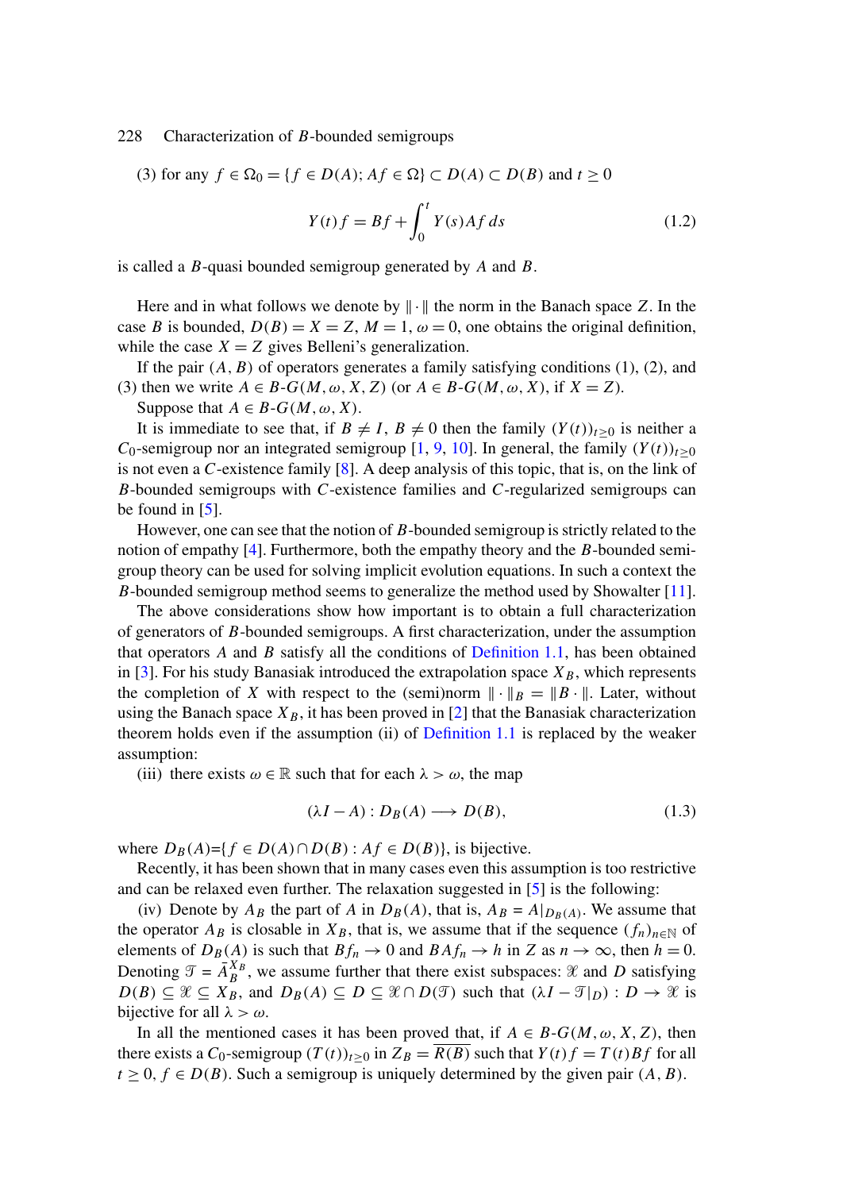(3) for any $f \in \Omega_0 = \{f \in D(A); Af \in \Omega\} \subset D(A) \subset D(B)$ and $t \geq 0$

$$Y(t)f = Bf + \int_0^t Y(s)Af\,ds \tag{1.2}$$

is called a $B$-quasi bounded semigroup generated by $A$ and $B$.

Here and in what follows we denote by $\|\cdot\|$ the norm in the Banach space $Z$. In the case $B$ is bounded, $D(B) = X = Z$, $M = 1$, $\omega = 0$, one obtains the original definition, while the case $X = Z$ gives Belleni's generalization.

If the pair $(A, B)$ of operators generates a family satisfying conditions (1), (2), and (3) then we write $A \in B\text{-}G(M, \omega, X, Z)$ (or $A \in B\text{-}G(M, \omega, X)$, if $X = Z$).

Suppose that $A \in B\text{-}G(M, \omega, X)$.

It is immediate to see that, if $B \neq I$, $B \neq 0$ then the family $(Y(t))_{t \geq 0}$ is neither a $C_0$-semigroup nor an integrated semigroup [1, 9, 10]. In general, the family $(Y(t))_{t \geq 0}$ is not even a $C$-existence family [8]. A deep analysis of this topic, that is, on the link of $B$-bounded semigroups with $C$-existence families and $C$-regularized semigroups can be found in [5].

However, one can see that the notion of $B$-bounded semigroup is strictly related to the notion of empathy [4]. Furthermore, both the empathy theory and the $B$-bounded semigroup theory can be used for solving implicit evolution equations. In such a context the $B$-bounded semigroup method seems to generalize the method used by Showalter [11].

The above considerations show how important is to obtain a full characterization of generators of $B$-bounded semigroups. A first characterization, under the assumption that operators $A$ and $B$ satisfy all the conditions of Definition 1.1, has been obtained in [3]. For his study Banasiak introduced the extrapolation space $X_B$, which represents the completion of $X$ with respect to the (semi)norm $\|\cdot\|_B = \|B\cdot\|$. Later, without using the Banach space $X_B$, it has been proved in [2] that the Banasiak characterization theorem holds even if the assumption (ii) of Definition 1.1 is replaced by the weaker assumption:

(iii) there exists $\omega \in \mathbb{R}$ such that for each $\lambda > \omega$, the map

$$(\lambda I - A) : D_B(A) \longrightarrow D(B), \tag{1.3}$$

where $D_B(A)=\{f \in D(A) \cap D(B) : Af \in D(B)\}$, is bijective.

Recently, it has been shown that in many cases even this assumption is too restrictive and can be relaxed even further. The relaxation suggested in [5] is the following:

(iv) Denote by $A_B$ the part of $A$ in $D_B(A)$, that is, $A_B = A|_{D_B(A)}$. We assume that the operator $A_B$ is closable in $X_B$, that is, we assume that if the sequence $(f_n)_{n \in \mathbb{N}}$ of elements of $D_B(A)$ is such that $Bf_n \to 0$ and $BAf_n \to h$ in $Z$ as $n \to \infty$, then $h = 0$. Denoting $\mathcal{T} = \bar{A}_B^{X_B}$, we assume further that there exist subspaces: $\mathcal{X}$ and $D$ satisfying $D(B) \subseteq \mathcal{X} \subseteq X_B$, and $D_B(A) \subseteq D \subseteq \mathcal{X} \cap D(\mathcal{T})$ such that $(\lambda I - \mathcal{T}|_D) : D \to \mathcal{X}$ is bijective for all $\lambda > \omega$.

In all the mentioned cases it has been proved that, if $A \in B\text{-}G(M, \omega, X, Z)$, then there exists a $C_0$-semigroup $(T(t))_{t \geq 0}$ in $Z_B = \overline{R(B)}$ such that $Y(t)f = T(t)Bf$ for all $t \geq 0$, $f \in D(B)$. Such a semigroup is uniquely determined by the given pair $(A, B)$.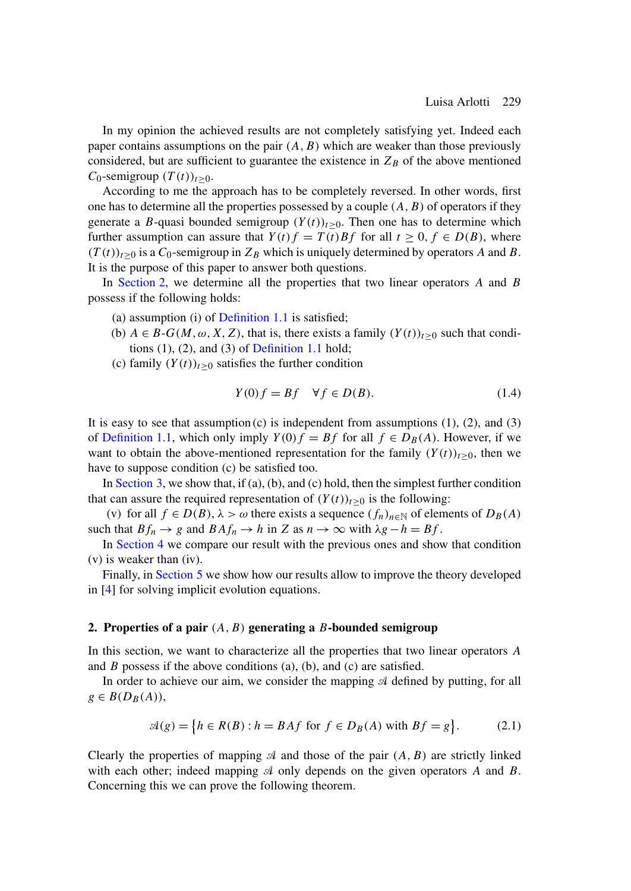In my opinion the achieved results are not completely satisfying yet. Indeed each paper contains assumptions on the pair $(A, B)$ which are weaker than those previously considered, but are sufficient to guarantee the existence in $Z_B$ of the above mentioned $C_0$-semigroup $(T(t))_{t\geq 0}$.

According to me the approach has to be completely reversed. In other words, first one has to determine all the properties possessed by a couple $(A, B)$ of operators if they generate a $B$-quasi bounded semigroup $(Y(t))_{t\geq 0}$. Then one has to determine which further assumption can assure that $Y(t)f = T(t)Bf$ for all $t \geq 0$, $f \in D(B)$, where $(T(t))_{t\geq 0}$ is a $C_0$-semigroup in $Z_B$ which is uniquely determined by operators $A$ and $B$. It is the purpose of this paper to answer both questions.

In Section 2, we determine all the properties that two linear operators $A$ and $B$ possess if the following holds:

(a) assumption (i) of Definition 1.1 is satisfied;

(b) $A \in B\text{-}G(M, \omega, X, Z)$, that is, there exists a family $(Y(t))_{t\geq 0}$ such that conditions (1), (2), and (3) of Definition 1.1 hold;

(c) family $(Y(t))_{t\geq 0}$ satisfies the further condition

$$Y(0)f = Bf \quad \forall f \in D(B). \tag{1.4}$$

It is easy to see that assumption (c) is independent from assumptions (1), (2), and (3) of Definition 1.1, which only imply $Y(0)f = Bf$ for all $f \in D_B(A)$. However, if we want to obtain the above-mentioned representation for the family $(Y(t))_{t\geq 0}$, then we have to suppose condition (c) be satisfied too.

In Section 3, we show that, if (a), (b), and (c) hold, then the simplest further condition that can assure the required representation of $(Y(t))_{t\geq 0}$ is the following:

(v) for all $f \in D(B)$, $\lambda > \omega$ there exists a sequence $(f_n)_{n\in\mathbb{N}}$ of elements of $D_B(A)$ such that $Bf_n \to g$ and $BAf_n \to h$ in $Z$ as $n \to \infty$ with $\lambda g - h = Bf$.

In Section 4 we compare our result with the previous ones and show that condition (v) is weaker than (iv).

Finally, in Section 5 we show how our results allow to improve the theory developed in [4] for solving implicit evolution equations.

## 2. Properties of a pair $(A, B)$ generating a $B$-bounded semigroup

In this section, we want to characterize all the properties that two linear operators $A$ and $B$ possess if the above conditions (a), (b), and (c) are satisfied.

In order to achieve our aim, we consider the mapping $\mathscr{A}$ defined by putting, for all $g \in B(D_B(A))$,

$$\mathscr{A}(g) = \{h \in R(B) : h = BAf \text{ for } f \in D_B(A) \text{ with } Bf = g\}. \tag{2.1}$$

Clearly the properties of mapping $\mathscr{A}$ and those of the pair $(A, B)$ are strictly linked with each other; indeed mapping $\mathscr{A}$ only depends on the given operators $A$ and $B$. Concerning this we can prove the following theorem.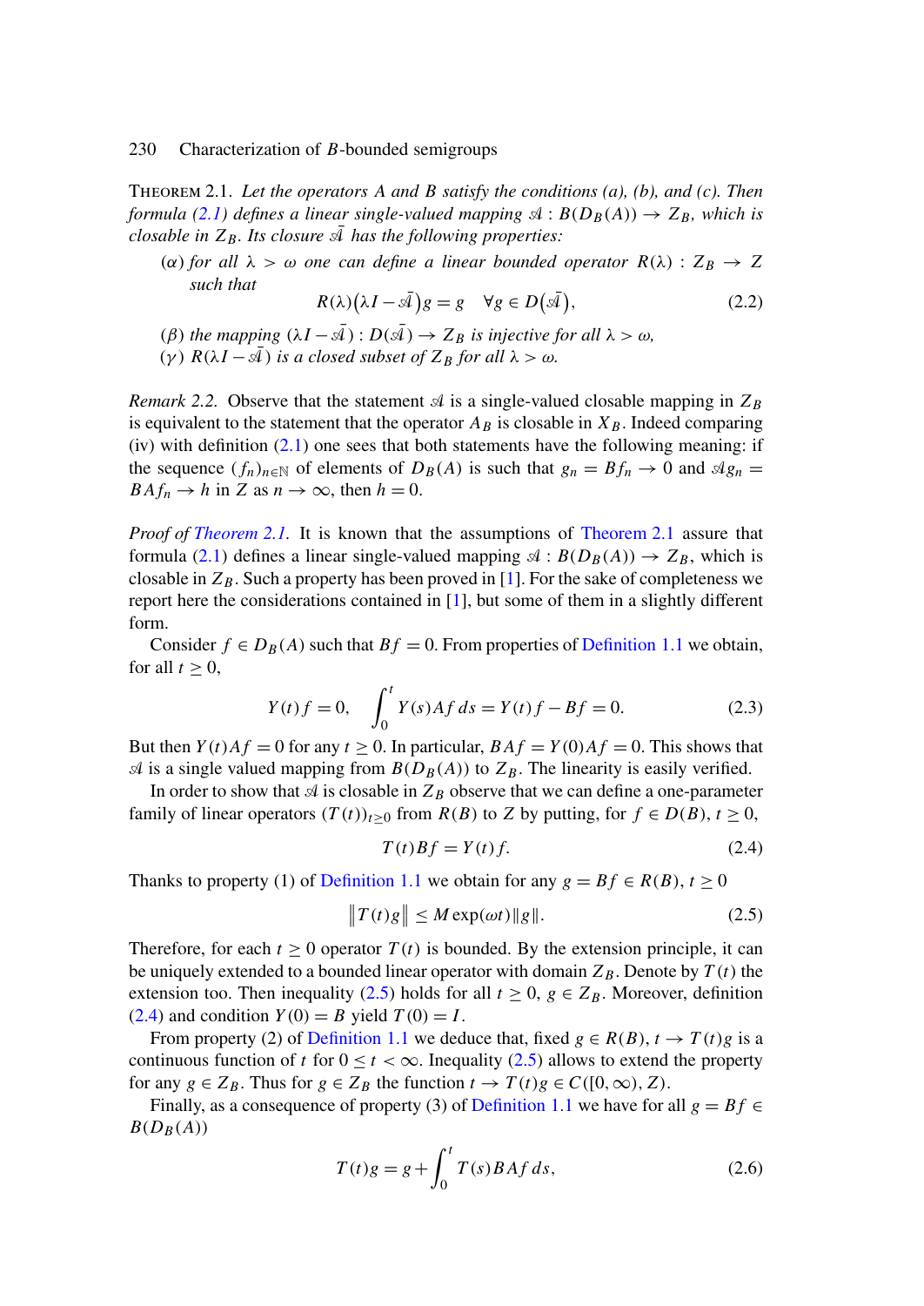Theorem 2.1. *Let the operators $A$ and $B$ satisfy the conditions (a), (b), and (c). Then formula (2.1) defines a linear single-valued mapping $\mathcal{A} : B(D_B(A)) \to Z_B$, which is closable in $Z_B$. Its closure $\bar{\mathcal{A}}$ has the following properties:*

($\alpha$) *for all $\lambda > \omega$ one can define a linear bounded operator $R(\lambda) : Z_B \to Z$ such that*

$$R(\lambda)\big(\lambda I - \bar{\mathcal{A}}\big)g = g \quad \forall g \in D\big(\bar{\mathcal{A}}\big), \tag{2.2}$$

($\beta$) *the mapping $(\lambda I - \bar{\mathcal{A}}) : D(\bar{\mathcal{A}}) \to Z_B$ is injective for all $\lambda > \omega$,*

($\gamma$) *$R(\lambda I - \bar{\mathcal{A}})$ is a closed subset of $Z_B$ for all $\lambda > \omega$.*

*Remark 2.2.* Observe that the statement $\mathcal{A}$ is a single-valued closable mapping in $Z_B$ is equivalent to the statement that the operator $A_B$ is closable in $X_B$. Indeed comparing (iv) with definition (2.1) one sees that both statements have the following meaning: if the sequence $(f_n)_{n\in\mathbb{N}}$ of elements of $D_B(A)$ is such that $g_n = Bf_n \to 0$ and $\mathcal{A}g_n = BAf_n \to h$ in $Z$ as $n \to \infty$, then $h = 0$.

*Proof of Theorem 2.1.* It is known that the assumptions of Theorem 2.1 assure that formula (2.1) defines a linear single-valued mapping $\mathcal{A} : B(D_B(A)) \to Z_B$, which is closable in $Z_B$. Such a property has been proved in [1]. For the sake of completeness we report here the considerations contained in [1], but some of them in a slightly different form.

Consider $f \in D_B(A)$ such that $Bf = 0$. From properties of Definition 1.1 we obtain, for all $t \geq 0$,

$$Y(t)f = 0, \quad \int_0^t Y(s)Af\,ds = Y(t)f - Bf = 0. \tag{2.3}$$

But then $Y(t)Af = 0$ for any $t \geq 0$. In particular, $BAf = Y(0)Af = 0$. This shows that $\mathcal{A}$ is a single valued mapping from $B(D_B(A))$ to $Z_B$. The linearity is easily verified.

In order to show that $\mathcal{A}$ is closable in $Z_B$ observe that we can define a one-parameter family of linear operators $(T(t))_{t\geq 0}$ from $R(B)$ to $Z$ by putting, for $f \in D(B)$, $t \geq 0$,

$$T(t)Bf = Y(t)f. \tag{2.4}$$

Thanks to property (1) of Definition 1.1 we obtain for any $g = Bf \in R(B)$, $t \geq 0$

$$\big\|T(t)g\big\| \leq M\exp(\omega t)\|g\|. \tag{2.5}$$

Therefore, for each $t \geq 0$ operator $T(t)$ is bounded. By the extension principle, it can be uniquely extended to a bounded linear operator with domain $Z_B$. Denote by $T(t)$ the extension too. Then inequality (2.5) holds for all $t \geq 0$, $g \in Z_B$. Moreover, definition (2.4) and condition $Y(0) = B$ yield $T(0) = I$.

From property (2) of Definition 1.1 we deduce that, fixed $g \in R(B)$, $t \to T(t)g$ is a continuous function of $t$ for $0 \leq t < \infty$. Inequality (2.5) allows to extend the property for any $g \in Z_B$. Thus for $g \in Z_B$ the function $t \to T(t)g \in C([0,\infty), Z)$.

Finally, as a consequence of property (3) of Definition 1.1 we have for all $g = Bf \in B(D_B(A))$

$$T(t)g = g + \int_0^t T(s)BAf\,ds, \tag{2.6}$$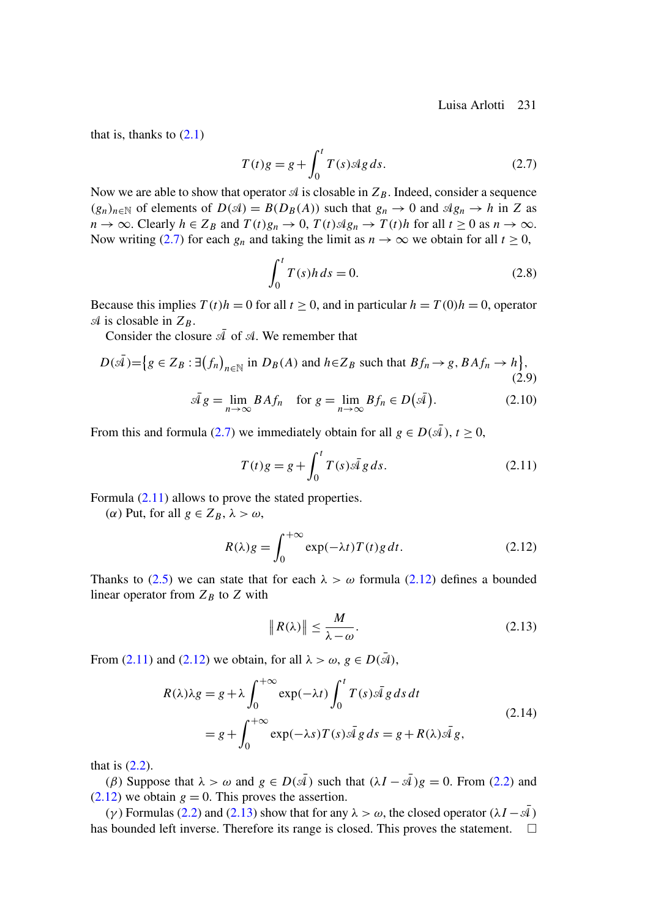that is, thanks to (2.1)

$$T(t)g = g + \int_0^t T(s)\mathscr{A}g\,ds. \tag{2.7}$$

Now we are able to show that operator $\mathscr{A}$ is closable in $Z_B$. Indeed, consider a sequence $(g_n)_{n\in\mathbb{N}}$ of elements of $D(\mathscr{A}) = B(D_B(A))$ such that $g_n \to 0$ and $\mathscr{A}g_n \to h$ in $Z$ as $n \to \infty$. Clearly $h \in Z_B$ and $T(t)g_n \to 0$, $T(t)\mathscr{A}g_n \to T(t)h$ for all $t \geq 0$ as $n \to \infty$. Now writing (2.7) for each $g_n$ and taking the limit as $n \to \infty$ we obtain for all $t \geq 0$,

$$\int_0^t T(s)h\,ds = 0. \tag{2.8}$$

Because this implies $T(t)h = 0$ for all $t \geq 0$, and in particular $h = T(0)h = 0$, operator $\mathscr{A}$ is closable in $Z_B$.

Consider the closure $\bar{\mathscr{A}}$ of $\mathscr{A}$. We remember that

$$D(\bar{\mathscr{A}}) = \big\{g \in Z_B : \exists \big(f_n\big)_{n\in\mathbb{N}} \text{ in } D_B(A) \text{ and } h \in Z_B \text{ such that } Bf_n \to g,\, BAf_n \to h\big\}, \tag{2.9}$$

$$\bar{\mathscr{A}}g = \lim_{n\to\infty} BAf_n \quad \text{for } g = \lim_{n\to\infty} Bf_n \in D\big(\bar{\mathscr{A}}\big). \tag{2.10}$$

From this and formula (2.7) we immediately obtain for all $g \in D(\bar{\mathscr{A}})$, $t \geq 0$,

$$T(t)g = g + \int_0^t T(s)\bar{\mathscr{A}}g\,ds. \tag{2.11}$$

Formula (2.11) allows to prove the stated properties.

($\alpha$) Put, for all $g \in Z_B$, $\lambda > \omega$,

$$R(\lambda)g = \int_0^{+\infty} \exp(-\lambda t)T(t)g\,dt. \tag{2.12}$$

Thanks to (2.5) we can state that for each $\lambda > \omega$ formula (2.12) defines a bounded linear operator from $Z_B$ to $Z$ with

$$\big\|R(\lambda)\big\| \leq \frac{M}{\lambda - \omega}. \tag{2.13}$$

From (2.11) and (2.12) we obtain, for all $\lambda > \omega$, $g \in D(\bar{\mathscr{A}})$,

$$\begin{aligned} R(\lambda)\lambda g &= g + \lambda \int_0^{+\infty} \exp(-\lambda t) \int_0^t T(s)\bar{\mathscr{A}}g\,ds\,dt \\ &= g + \int_0^{+\infty} \exp(-\lambda s)T(s)\bar{\mathscr{A}}g\,ds = g + R(\lambda)\bar{\mathscr{A}}g, \end{aligned} \tag{2.14}$$

that is (2.2).

($\beta$) Suppose that $\lambda > \omega$ and $g \in D(\bar{\mathscr{A}})$ such that $(\lambda I - \bar{\mathscr{A}})g = 0$. From (2.2) and (2.12) we obtain $g = 0$. This proves the assertion.

($\gamma$) Formulas (2.2) and (2.13) show that for any $\lambda > \omega$, the closed operator $(\lambda I - \bar{\mathscr{A}})$ has bounded left inverse. Therefore its range is closed. This proves the statement. $\square$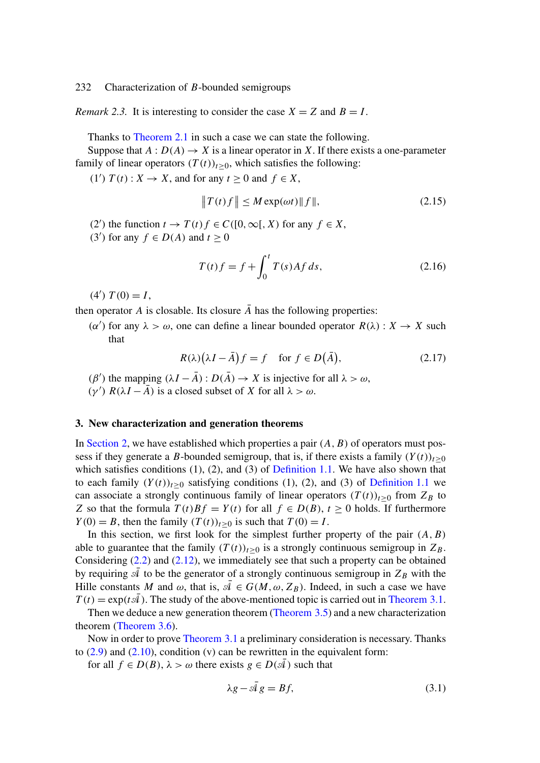*Remark 2.3.* It is interesting to consider the case $X = Z$ and $B = I$.

Thanks to Theorem 2.1 in such a case we can state the following.

Suppose that $A : D(A) \to X$ is a linear operator in $X$. If there exists a one-parameter family of linear operators $(T(t))_{t\geq 0}$, which satisfies the following:

(1′) $T(t) : X \to X$, and for any $t \geq 0$ and $f \in X$,

$$\|T(t)f\| \leq M\exp(\omega t)\|f\|, \tag{2.15}$$

(2′) the function $t \to T(t)f \in C([0,\infty[, X)$ for any $f \in X$,

(3′) for any $f \in D(A)$ and $t \geq 0$

$$T(t)f = f + \int_0^t T(s)Af\,ds, \tag{2.16}$$

(4′) $T(0) = I$,

then operator $A$ is closable. Its closure $\bar{A}$ has the following properties:

($\alpha'$) for any $\lambda > \omega$, one can define a linear bounded operator $R(\lambda) : X \to X$ such that

$$R(\lambda)\big(\lambda I - \bar{A}\big)f = f \quad \text{for } f \in D\big(\bar{A}\big), \tag{2.17}$$

($\beta'$) the mapping $(\lambda I - \bar{A}) : D(\bar{A}) \to X$ is injective for all $\lambda > \omega$,

($\gamma'$) $R(\lambda I - \bar{A})$ is a closed subset of $X$ for all $\lambda > \omega$.

## 3. New characterization and generation theorems

In Section 2, we have established which properties a pair $(A, B)$ of operators must possess if they generate a $B$-bounded semigroup, that is, if there exists a family $(Y(t))_{t\geq 0}$ which satisfies conditions (1), (2), and (3) of Definition 1.1. We have also shown that to each family $(Y(t))_{t\geq 0}$ satisfying conditions (1), (2), and (3) of Definition 1.1 we can associate a strongly continuous family of linear operators $(T(t))_{t\geq 0}$ from $Z_B$ to $Z$ so that the formula $T(t)Bf = Y(t)$ for all $f \in D(B)$, $t \geq 0$ holds. If furthermore $Y(0) = B$, then the family $(T(t))_{t\geq 0}$ is such that $T(0) = I$.

In this section, we first look for the simplest further property of the pair $(A, B)$ able to guarantee that the family $(T(t))_{t\geq 0}$ is a strongly continuous semigroup in $Z_B$. Considering (2.2) and (2.12), we immediately see that such a property can be obtained by requiring $\bar{\mathcal{A}}$ to be the generator of a strongly continuous semigroup in $Z_B$ with the Hille constants $M$ and $\omega$, that is, $\bar{\mathcal{A}} \in G(M, \omega, Z_B)$. Indeed, in such a case we have $T(t) = \exp(t\bar{\mathcal{A}})$. The study of the above-mentioned topic is carried out in Theorem 3.1.

Then we deduce a new generation theorem (Theorem 3.5) and a new characterization theorem (Theorem 3.6).

Now in order to prove Theorem 3.1 a preliminary consideration is necessary. Thanks to (2.9) and (2.10), condition (v) can be rewritten in the equivalent form:

for all $f \in D(B)$, $\lambda > \omega$ there exists $g \in D(\bar{\mathcal{A}})$ such that

$$\lambda g - \bar{\mathcal{A}} g = Bf, \tag{3.1}$$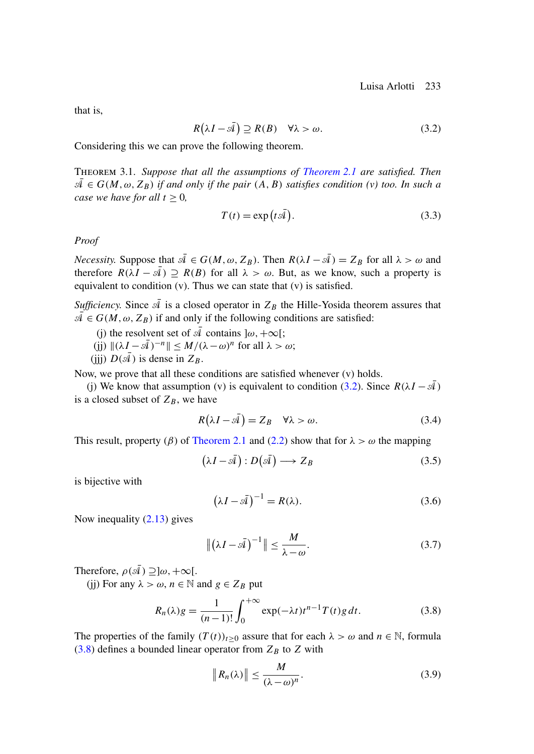that is,

$$R\big(\lambda I - \bar{\mathscr{A}}\big) \supseteq R(B) \quad \forall \lambda > \omega. \tag{3.2}$$

Considering this we can prove the following theorem.

Theorem 3.1. *Suppose that all the assumptions of Theorem 2.1 are satisfied. Then* $\bar{\mathscr{A}} \in G(M, \omega, Z_B)$ *if and only if the pair* $(A, B)$ *satisfies condition (v) too. In such a case we have for all* $t \geq 0$*,*

$$T(t) = \exp\big(t\bar{\mathscr{A}}\big). \tag{3.3}$$

*Proof*

*Necessity.* Suppose that $\bar{\mathscr{A}} \in G(M, \omega, Z_B)$. Then $R(\lambda I - \bar{\mathscr{A}}) = Z_B$ for all $\lambda > \omega$ and therefore $R(\lambda I - \bar{\mathscr{A}}) \supseteq R(B)$ for all $\lambda > \omega$. But, as we know, such a property is equivalent to condition (v). Thus we can state that (v) is satisfied.

*Sufficiency.* Since $\bar{\mathscr{A}}$ is a closed operator in $Z_B$ the Hille-Yosida theorem assures that $\bar{\mathscr{A}} \in G(M, \omega, Z_B)$ if and only if the following conditions are satisfied:

(j) the resolvent set of $\bar{\mathscr{A}}$ contains $]\omega, +\infty[$;
(jj) $\|(\lambda I - \bar{\mathscr{A}})^{-n}\| \leq M/(\lambda - \omega)^n$ for all $\lambda > \omega$;
(jjj) $D(\bar{\mathscr{A}})$ is dense in $Z_B$.

Now, we prove that all these conditions are satisfied whenever (v) holds.

(j) We know that assumption (v) is equivalent to condition (3.2). Since $R(\lambda I - \bar{\mathscr{A}})$ is a closed subset of $Z_B$, we have

$$R\big(\lambda I - \bar{\mathscr{A}}\big) = Z_B \quad \forall \lambda > \omega. \tag{3.4}$$

This result, property $(\beta)$ of Theorem 2.1 and (2.2) show that for $\lambda > \omega$ the mapping

$$\big(\lambda I - \bar{\mathscr{A}}\big) : D\big(\bar{\mathscr{A}}\big) \longrightarrow Z_B \tag{3.5}$$

is bijective with

$$\big(\lambda I - \bar{\mathscr{A}}\big)^{-1} = R(\lambda). \tag{3.6}$$

Now inequality (2.13) gives

$$\big\|\big(\lambda I - \bar{\mathscr{A}}\big)^{-1}\big\| \leq \frac{M}{\lambda - \omega}. \tag{3.7}$$

Therefore, $\rho(\bar{\mathscr{A}}) \supseteq ]\omega, +\infty[$.

(jj) For any $\lambda > \omega$, $n \in \mathbb{N}$ and $g \in Z_B$ put

$$R_n(\lambda) g = \frac{1}{(n-1)!} \int_0^{+\infty} \exp(-\lambda t) t^{n-1} T(t) g \, dt. \tag{3.8}$$

The properties of the family $(T(t))_{t \geq 0}$ assure that for each $\lambda > \omega$ and $n \in \mathbb{N}$, formula (3.8) defines a bounded linear operator from $Z_B$ to $Z$ with

$$\big\|R_n(\lambda)\big\| \leq \frac{M}{(\lambda - \omega)^n}. \tag{3.9}$$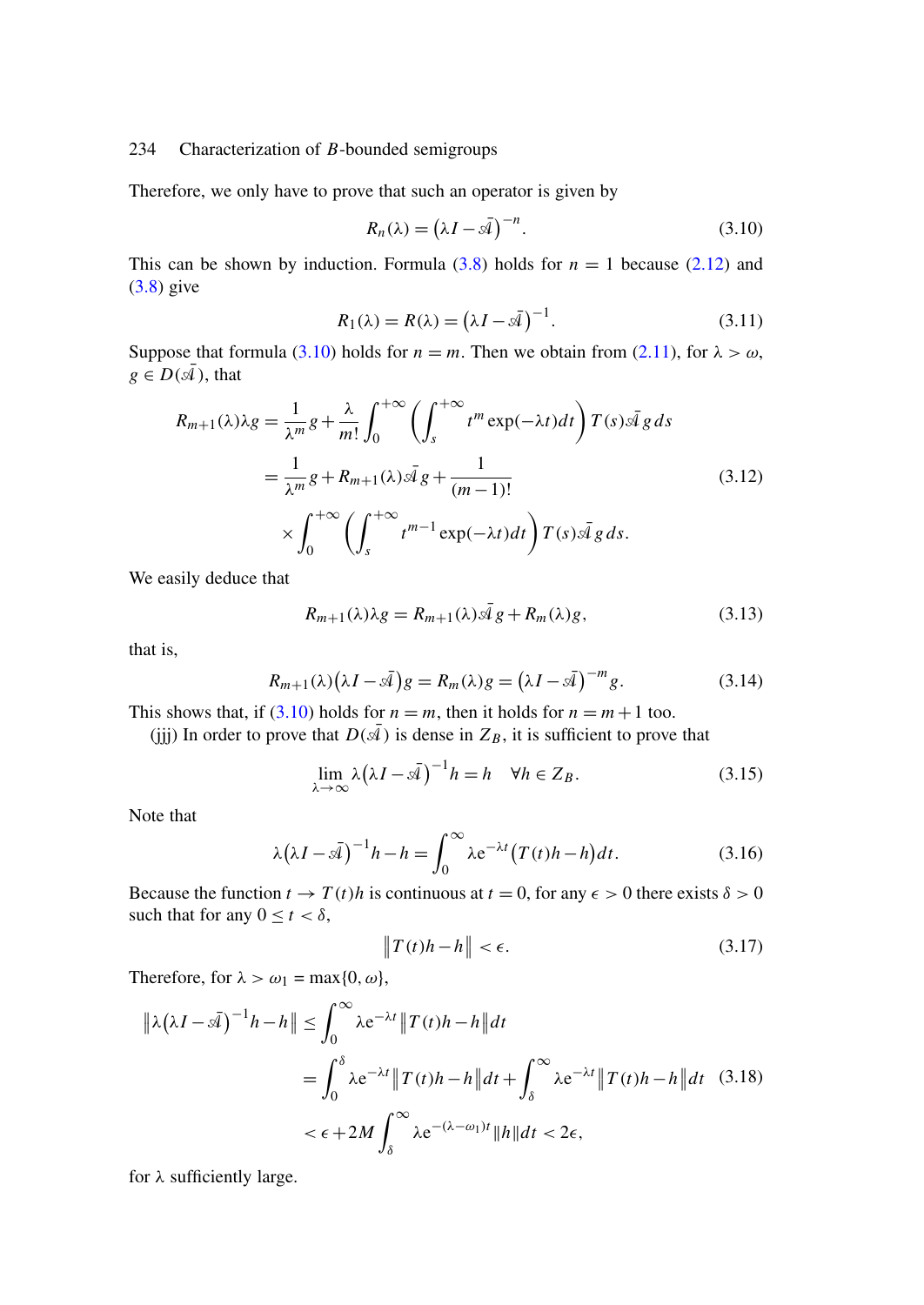Therefore, we only have to prove that such an operator is given by

$$R_n(\lambda) = \left(\lambda I - \bar{\mathscr{A}}\right)^{-n}. \tag{3.10}$$

This can be shown by induction. Formula (3.8) holds for $n = 1$ because (2.12) and (3.8) give

$$R_1(\lambda) = R(\lambda) = \left(\lambda I - \bar{\mathscr{A}}\right)^{-1}. \tag{3.11}$$

Suppose that formula (3.10) holds for $n = m$. Then we obtain from (2.11), for $\lambda > \omega$, $g \in D(\bar{\mathscr{A}})$, that

$$\begin{aligned} R_{m+1}(\lambda)\lambda g &= \frac{1}{\lambda^m} g + \frac{\lambda}{m!} \int_0^{+\infty} \left( \int_s^{+\infty} t^m \exp(-\lambda t) dt \right) T(s) \bar{\mathscr{A}} g \, ds \\ &= \frac{1}{\lambda^m} g + R_{m+1}(\lambda) \bar{\mathscr{A}} g + \frac{1}{(m-1)!} \\ &\quad \times \int_0^{+\infty} \left( \int_s^{+\infty} t^{m-1} \exp(-\lambda t) dt \right) T(s) \bar{\mathscr{A}} g \, ds. \end{aligned} \tag{3.12}$$

We easily deduce that

$$R_{m+1}(\lambda)\lambda g = R_{m+1}(\lambda)\bar{\mathscr{A}} g + R_m(\lambda) g, \tag{3.13}$$

that is,

$$R_{m+1}(\lambda)\left(\lambda I - \bar{\mathscr{A}}\right) g = R_m(\lambda) g = \left(\lambda I - \bar{\mathscr{A}}\right)^{-m} g. \tag{3.14}$$

This shows that, if (3.10) holds for $n = m$, then it holds for $n = m+1$ too.

(jjj) In order to prove that $D(\bar{\mathscr{A}})$ is dense in $Z_B$, it is sufficient to prove that

$$\lim_{\lambda \to \infty} \lambda \left(\lambda I - \bar{\mathscr{A}}\right)^{-1} h = h \quad \forall h \in Z_B. \tag{3.15}$$

Note that

$$\lambda \left(\lambda I - \bar{\mathscr{A}}\right)^{-1} h - h = \int_0^{\infty} \lambda e^{-\lambda t} \left(T(t)h - h\right) dt. \tag{3.16}$$

Because the function $t \to T(t)h$ is continuous at $t = 0$, for any $\epsilon > 0$ there exists $\delta > 0$ such that for any $0 \le t < \delta$,

$$\left\| T(t)h - h \right\| < \epsilon. \tag{3.17}$$

Therefore, for $\lambda > \omega_1 = \max\{0, \omega\}$,

$$\begin{aligned} \left\| \lambda \left(\lambda I - \bar{\mathscr{A}}\right)^{-1} h - h \right\| &\le \int_0^{\infty} \lambda e^{-\lambda t} \left\| T(t)h - h \right\| dt \\ &= \int_0^{\delta} \lambda e^{-\lambda t} \left\| T(t)h - h \right\| dt + \int_{\delta}^{\infty} \lambda e^{-\lambda t} \left\| T(t)h - h \right\| dt \\ &< \epsilon + 2M \int_{\delta}^{\infty} \lambda e^{-(\lambda - \omega_1)t} \|h\| dt < 2\epsilon, \end{aligned} \tag{3.18}$$

for $\lambda$ sufficiently large.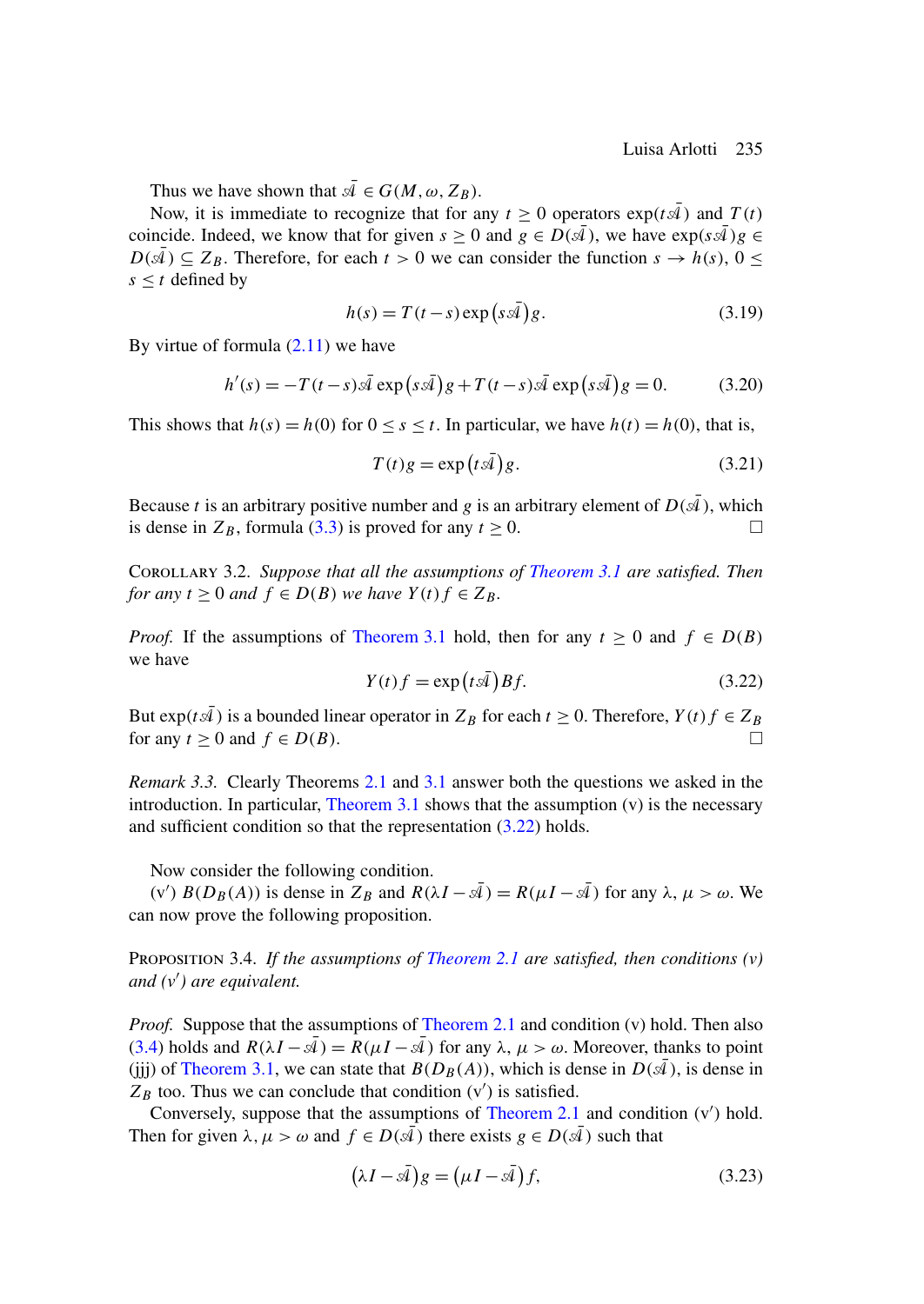Thus we have shown that $\bar{\mathscr{A}} \in G(M, \omega, Z_B)$.

Now, it is immediate to recognize that for any $t \geq 0$ operators $\exp(t\bar{\mathscr{A}})$ and $T(t)$ coincide. Indeed, we know that for given $s \geq 0$ and $g \in D(\bar{\mathscr{A}})$, we have $\exp(s\bar{\mathscr{A}})g \in D(\bar{\mathscr{A}}) \subseteq Z_B$. Therefore, for each $t > 0$ we can consider the function $s \to h(s)$, $0 \leq s \leq t$ defined by

$$h(s) = T(t-s)\exp\left(s\bar{\mathscr{A}}\right)g. \tag{3.19}$$

By virtue of formula (2.11) we have

$$h'(s) = -T(t-s)\bar{\mathscr{A}}\exp\left(s\bar{\mathscr{A}}\right)g + T(t-s)\bar{\mathscr{A}}\exp\left(s\bar{\mathscr{A}}\right)g = 0. \tag{3.20}$$

This shows that $h(s) = h(0)$ for $0 \leq s \leq t$. In particular, we have $h(t) = h(0)$, that is,

$$T(t)g = \exp\left(t\bar{\mathscr{A}}\right)g. \tag{3.21}$$

Because $t$ is an arbitrary positive number and $g$ is an arbitrary element of $D(\bar{\mathscr{A}})$, which is dense in $Z_B$, formula (3.3) is proved for any $t \geq 0$. □

COROLLARY 3.2. *Suppose that all the assumptions of Theorem 3.1 are satisfied. Then for any $t \geq 0$ and $f \in D(B)$ we have $Y(t)f \in Z_B$.*

*Proof.* If the assumptions of Theorem 3.1 hold, then for any $t \geq 0$ and $f \in D(B)$ we have

$$Y(t)f = \exp\left(t\bar{\mathscr{A}}\right)Bf. \tag{3.22}$$

But $\exp(t\bar{\mathscr{A}})$ is a bounded linear operator in $Z_B$ for each $t \geq 0$. Therefore, $Y(t)f \in Z_B$ for any $t \geq 0$ and $f \in D(B)$. □

*Remark 3.3.* Clearly Theorems 2.1 and 3.1 answer both the questions we asked in the introduction. In particular, Theorem 3.1 shows that the assumption (v) is the necessary and sufficient condition so that the representation (3.22) holds.

Now consider the following condition.

(v′) $B(D_B(A))$ is dense in $Z_B$ and $R(\lambda I - \bar{\mathscr{A}}) = R(\mu I - \bar{\mathscr{A}})$ for any $\lambda$, $\mu > \omega$. We can now prove the following proposition.

PROPOSITION 3.4. *If the assumptions of Theorem 2.1 are satisfied, then conditions (v) and (v′) are equivalent.*

*Proof.* Suppose that the assumptions of Theorem 2.1 and condition (v) hold. Then also (3.4) holds and $R(\lambda I - \bar{\mathscr{A}}) = R(\mu I - \bar{\mathscr{A}})$ for any $\lambda$, $\mu > \omega$. Moreover, thanks to point (jjj) of Theorem 3.1, we can state that $B(D_B(A))$, which is dense in $D(\bar{\mathscr{A}})$, is dense in $Z_B$ too. Thus we can conclude that condition (v′) is satisfied.

Conversely, suppose that the assumptions of Theorem 2.1 and condition (v′) hold. Then for given $\lambda, \mu > \omega$ and $f \in D(\bar{\mathscr{A}})$ there exists $g \in D(\bar{\mathscr{A}})$ such that

$$\left(\lambda I - \bar{\mathscr{A}}\right)g = \left(\mu I - \bar{\mathscr{A}}\right)f, \tag{3.23}$$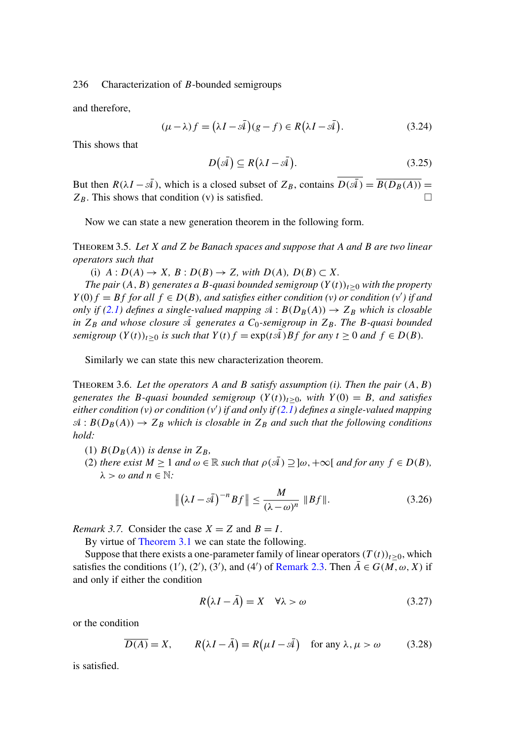and therefore,

$$(\mu - \lambda) f = (\lambda I - \bar{\mathscr{A}})(g - f) \in R(\lambda I - \bar{\mathscr{A}}). \tag{3.24}$$

This shows that

$$D(\bar{\mathscr{A}}) \subseteq R(\lambda I - \bar{\mathscr{A}}). \tag{3.25}$$

But then $R(\lambda I - \bar{\mathscr{A}})$, which is a closed subset of $Z_B$, contains $\overline{D(\bar{\mathscr{A}})} = \overline{B(D_B(A))} = Z_B$. This shows that condition (v) is satisfied. $\square$

Now we can state a new generation theorem in the following form.

THEOREM 3.5. *Let $X$ and $Z$ be Banach spaces and suppose that $A$ and $B$ are two linear operators such that*

(i) *$A : D(A) \to X$, $B : D(B) \to Z$, with $D(A)$, $D(B) \subset X$.*

*The pair $(A, B)$ generates a $B$-quasi bounded semigroup $(Y(t))_{t \geq 0}$ with the property $Y(0) f = Bf$ for all $f \in D(B)$, and satisfies either condition (v) or condition (v′) if and only if (2.1) defines a single-valued mapping $\mathscr{A} : B(D_B(A)) \to Z_B$ which is closable in $Z_B$ and whose closure $\bar{\mathscr{A}}$ generates a $C_0$-semigroup in $Z_B$. The $B$-quasi bounded semigroup $(Y(t))_{t \geq 0}$ is such that $Y(t) f = \exp(t\bar{\mathscr{A}}) Bf$ for any $t \geq 0$ and $f \in D(B)$.*

Similarly we can state this new characterization theorem.

THEOREM 3.6. *Let the operators $A$ and $B$ satisfy assumption (i). Then the pair $(A, B)$ generates the $B$-quasi bounded semigroup $(Y(t))_{t \geq 0}$, with $Y(0) = B$, and satisfies either condition (v) or condition (v′) if and only if (2.1) defines a single-valued mapping $\mathscr{A} : B(D_B(A)) \to Z_B$ which is closable in $Z_B$ and such that the following conditions hold:*

(1) *$B(D_B(A))$ is dense in $Z_B$,*

(2) *there exist $M \geq 1$ and $\omega \in \mathbb{R}$ such that $\rho(\bar{\mathscr{A}}) \supseteq ]\omega, +\infty[$ and for any $f \in D(B)$, $\lambda > \omega$ and $n \in \mathbb{N}$:*

$$\left\| (\lambda I - \bar{\mathscr{A}})^{-n} Bf \right\| \leq \frac{M}{(\lambda - \omega)^n} \|Bf\|. \tag{3.26}$$

*Remark 3.7.* Consider the case $X = Z$ and $B = I$.

By virtue of Theorem 3.1 we can state the following.

Suppose that there exists a one-parameter family of linear operators $(T(t))_{t \geq 0}$, which satisfies the conditions (1′), (2′), (3′), and (4′) of Remark 2.3. Then $\bar{A} \in G(M, \omega, X)$ if and only if either the condition

$$R(\lambda I - \bar{A}) = X \quad \forall \lambda > \omega \tag{3.27}$$

or the condition

$$\overline{D(A)} = X, \qquad R(\lambda I - \bar{A}) = R(\mu I - \bar{\mathscr{A}}) \quad \text{for any } \lambda, \mu > \omega \tag{3.28}$$

is satisfied.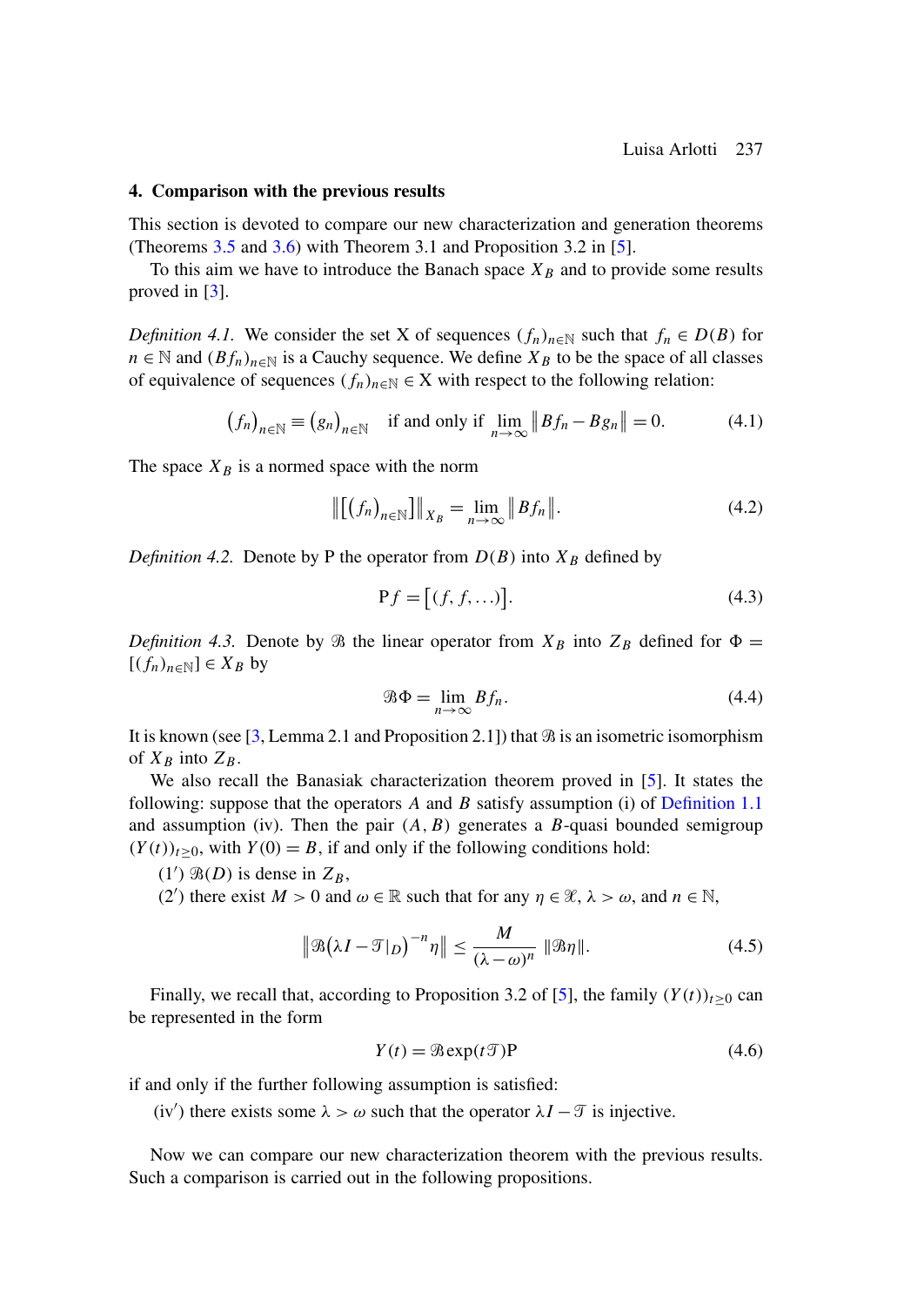## 4. Comparison with the previous results

This section is devoted to compare our new characterization and generation theorems (Theorems 3.5 and 3.6) with Theorem 3.1 and Proposition 3.2 in [5].

To this aim we have to introduce the Banach space $X_B$ and to provide some results proved in [3].

*Definition 4.1.* We consider the set X of sequences $(f_n)_{n\in\mathbb{N}}$ such that $f_n \in D(B)$ for $n \in \mathbb{N}$ and $(Bf_n)_{n\in\mathbb{N}}$ is a Cauchy sequence. We define $X_B$ to be the space of all classes of equivalence of sequences $(f_n)_{n\in\mathbb{N}} \in \mathrm{X}$ with respect to the following relation:

$$\left(f_n\right)_{n\in\mathbb{N}} \equiv \left(g_n\right)_{n\in\mathbb{N}} \quad \text{if and only if } \lim_{n\to\infty} \left\| Bf_n - Bg_n \right\| = 0. \tag{4.1}$$

The space $X_B$ is a normed space with the norm

$$\left\| \left[ \left(f_n\right)_{n\in\mathbb{N}} \right] \right\|_{X_B} = \lim_{n\to\infty} \left\| Bf_n \right\|. \tag{4.2}$$

*Definition 4.2.* Denote by P the operator from $D(B)$ into $X_B$ defined by

$$\mathrm{P}f = \left[ (f, f, \ldots) \right]. \tag{4.3}$$

*Definition 4.3.* Denote by $\mathcal{B}$ the linear operator from $X_B$ into $Z_B$ defined for $\Phi = [(f_n)_{n\in\mathbb{N}}] \in X_B$ by

$$\mathcal{B}\Phi = \lim_{n\to\infty} Bf_n. \tag{4.4}$$

It is known (see [3, Lemma 2.1 and Proposition 2.1]) that $\mathcal{B}$ is an isometric isomorphism of $X_B$ into $Z_B$.

We also recall the Banasiak characterization theorem proved in [5]. It states the following: suppose that the operators $A$ and $B$ satisfy assumption (i) of Definition 1.1 and assumption (iv). Then the pair $(A, B)$ generates a $B$-quasi bounded semigroup $(Y(t))_{t\geq 0}$, with $Y(0) = B$, if and only if the following conditions hold:

(1′) $\mathcal{B}(D)$ is dense in $Z_B$,

(2′) there exist $M > 0$ and $\omega \in \mathbb{R}$ such that for any $\eta \in \mathcal{X}$, $\lambda > \omega$, and $n \in \mathbb{N}$,

$$\left\| \mathcal{B}\left(\lambda I - \mathcal{T}|_D\right)^{-n} \eta \right\| \leq \frac{M}{(\lambda - \omega)^n} \left\| \mathcal{B}\eta \right\|. \tag{4.5}$$

Finally, we recall that, according to Proposition 3.2 of [5], the family $(Y(t))_{t\geq 0}$ can be represented in the form

$$Y(t) = \mathcal{B}\exp(t\mathcal{T})\mathrm{P} \tag{4.6}$$

if and only if the further following assumption is satisfied:

(iv′) there exists some $\lambda > \omega$ such that the operator $\lambda I - \mathcal{T}$ is injective.

Now we can compare our new characterization theorem with the previous results. Such a comparison is carried out in the following propositions.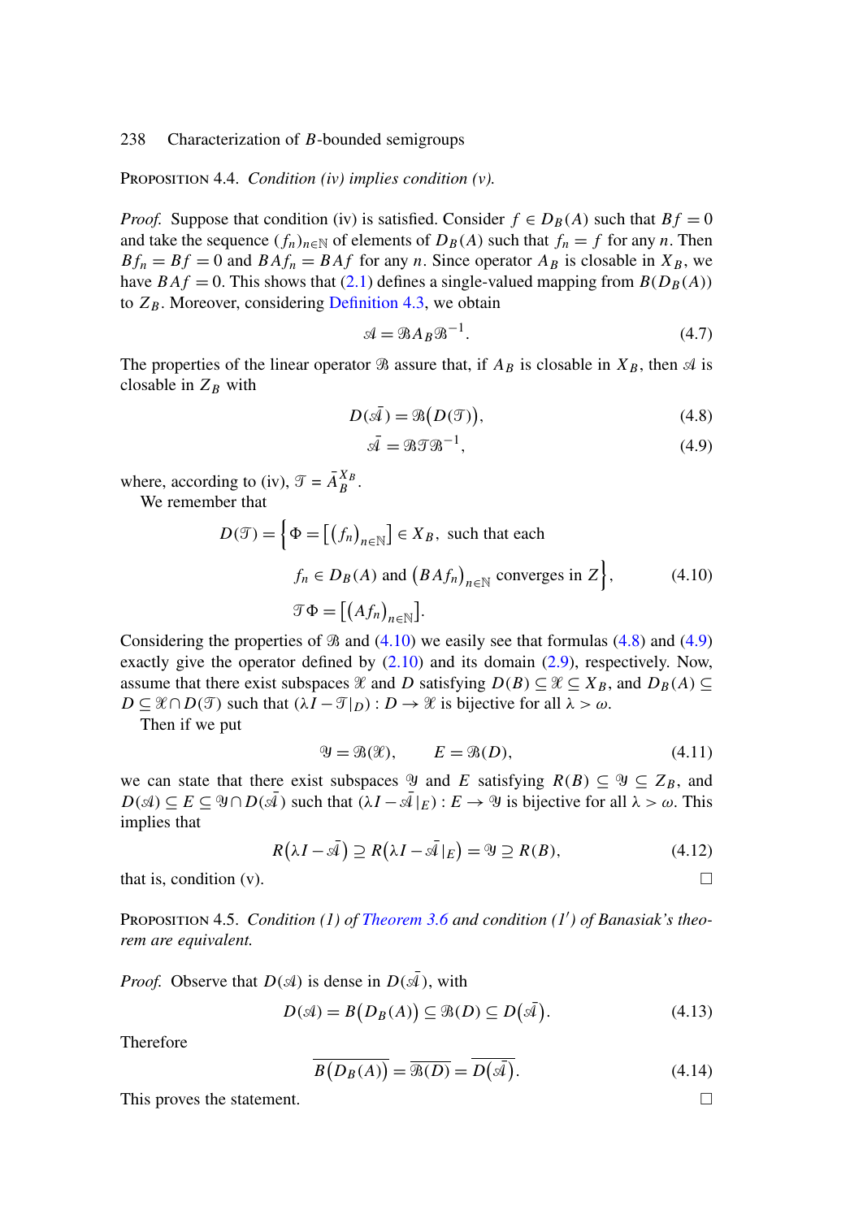**Proposition 4.4.** *Condition (iv) implies condition (v).*

*Proof.* Suppose that condition (iv) is satisfied. Consider $f \in D_B(A)$ such that $Bf = 0$ and take the sequence $(f_n)_{n\in\mathbb{N}}$ of elements of $D_B(A)$ such that $f_n = f$ for any $n$. Then $Bf_n = Bf = 0$ and $BAf_n = BAf$ for any $n$. Since operator $A_B$ is closable in $X_B$, we have $BAf = 0$. This shows that (2.1) defines a single-valued mapping from $B(D_B(A))$ to $Z_B$. Moreover, considering Definition 4.3, we obtain

$$\mathcal{A} = \mathcal{B}A_B\mathcal{B}^{-1}. \tag{4.7}$$

The properties of the linear operator $\mathcal{B}$ assure that, if $A_B$ is closable in $X_B$, then $\mathcal{A}$ is closable in $Z_B$ with

$$D(\bar{\mathcal{A}}) = \mathcal{B}\big(D(\mathcal{T})\big), \tag{4.8}$$

$$\bar{\mathcal{A}} = \mathcal{B}\mathcal{T}\mathcal{B}^{-1}, \tag{4.9}$$

where, according to (iv), $\mathcal{T} = \bar{A}_B^{X_B}$.

We remember that

$$\begin{aligned} D(\mathcal{T}) = \Big\{ \Phi = \big[(f_n)_{n\in\mathbb{N}}\big] \in X_B,\ &\text{such that each} \\ f_n \in D_B(A) \text{ and } \big(BAf_n\big)_{n\in\mathbb{N}} &\text{ converges in } Z\Big\}, \\ \mathcal{T}\Phi = \big[(Af_n)_{n\in\mathbb{N}}\big].& \end{aligned} \tag{4.10}$$

Considering the properties of $\mathcal{B}$ and (4.10) we easily see that formulas (4.8) and (4.9) exactly give the operator defined by (2.10) and its domain (2.9), respectively. Now, assume that there exist subspaces $\mathcal{X}$ and $D$ satisfying $D(B) \subseteq \mathcal{X} \subseteq X_B$, and $D_B(A) \subseteq D \subseteq \mathcal{X} \cap D(\mathcal{T})$ such that $(\lambda I - \mathcal{T}|_D) : D \to \mathcal{X}$ is bijective for all $\lambda > \omega$.

Then if we put

$$\mathcal{Y} = \mathcal{B}(\mathcal{X}), \qquad E = \mathcal{B}(D), \tag{4.11}$$

we can state that there exist subspaces $\mathcal{Y}$ and $E$ satisfying $R(B) \subseteq \mathcal{Y} \subseteq Z_B$, and $D(\mathcal{A}) \subseteq E \subseteq \mathcal{Y} \cap D(\bar{\mathcal{A}})$ such that $(\lambda I - \bar{\mathcal{A}}|_E) : E \to \mathcal{Y}$ is bijective for all $\lambda > \omega$. This implies that

$$R\big(\lambda I - \bar{\mathcal{A}}\big) \supseteq R\big(\lambda I - \bar{\mathcal{A}}|_E\big) = \mathcal{Y} \supseteq R(B), \tag{4.12}$$

that is, condition (v). $\square$

**Proposition 4.5.** *Condition (1) of Theorem 3.6 and condition (1′) of Banasiak's theorem are equivalent.*

*Proof.* Observe that $D(\mathcal{A})$ is dense in $D(\bar{\mathcal{A}})$, with

$$D(\mathcal{A}) = B\big(D_B(A)\big) \subseteq \mathcal{B}(D) \subseteq D\big(\bar{\mathcal{A}}\big). \tag{4.13}$$

Therefore

$$\overline{B\big(D_B(A)\big)} = \overline{\mathcal{B}(D)} = \overline{D\big(\bar{\mathcal{A}}\big)}. \tag{4.14}$$

This proves the statement. $\square$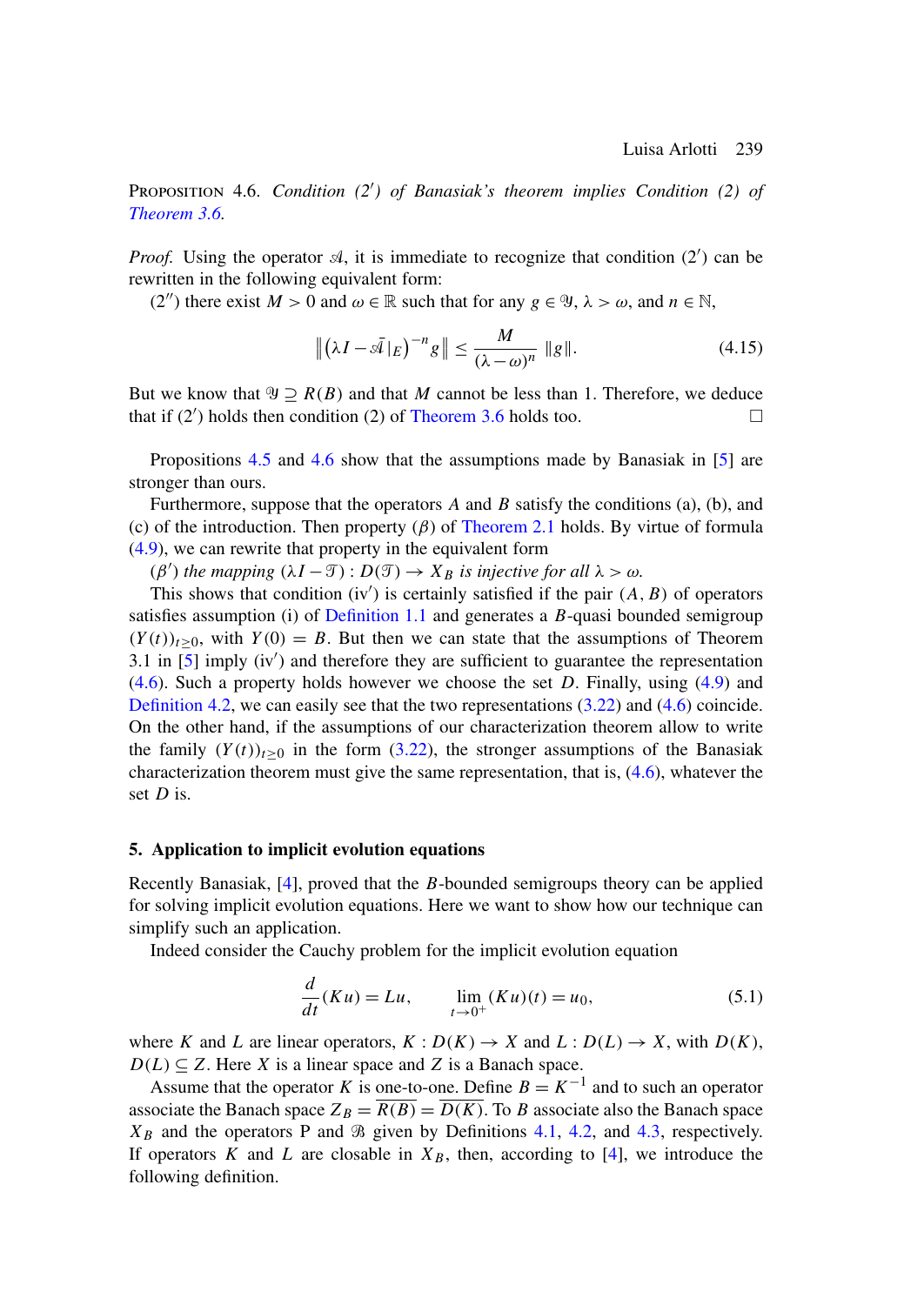Proposition 4.6. *Condition (2′) of Banasiak's theorem implies Condition (2) of Theorem 3.6.*

*Proof.* Using the operator $\mathscr{A}$, it is immediate to recognize that condition (2′) can be rewritten in the following equivalent form:

(2″) there exist $M > 0$ and $\omega \in \mathbb{R}$ such that for any $g \in \mathscr{Y}$, $\lambda > \omega$, and $n \in \mathbb{N}$,

$$\left\| \left(\lambda I - \bar{\mathscr{A}}\,|_E\right)^{-n} g \right\| \le \frac{M}{(\lambda - \omega)^n} \, \|g\|. \tag{4.15}$$

But we know that $\mathscr{Y} \supseteq R(B)$ and that $M$ cannot be less than 1. Therefore, we deduce that if (2′) holds then condition (2) of Theorem 3.6 holds too. $\square$

Propositions 4.5 and 4.6 show that the assumptions made by Banasiak in [5] are stronger than ours.

Furthermore, suppose that the operators $A$ and $B$ satisfy the conditions (a), (b), and (c) of the introduction. Then property $(\beta)$ of Theorem 2.1 holds. By virtue of formula (4.9), we can rewrite that property in the equivalent form

$(\beta')$ *the mapping* $(\lambda I - \mathscr{T}) : D(\mathscr{T}) \to X_B$ *is injective for all* $\lambda > \omega$.

This shows that condition (iv′) is certainly satisfied if the pair $(A, B)$ of operators satisfies assumption (i) of Definition 1.1 and generates a $B$-quasi bounded semigroup $(Y(t))_{t \ge 0}$, with $Y(0) = B$. But then we can state that the assumptions of Theorem 3.1 in [5] imply (iv′) and therefore they are sufficient to guarantee the representation (4.6). Such a property holds however we choose the set $D$. Finally, using (4.9) and Definition 4.2, we can easily see that the two representations (3.22) and (4.6) coincide. On the other hand, if the assumptions of our characterization theorem allow to write the family $(Y(t))_{t \ge 0}$ in the form (3.22), the stronger assumptions of the Banasiak characterization theorem must give the same representation, that is, (4.6), whatever the set $D$ is.

## 5. Application to implicit evolution equations

Recently Banasiak, [4], proved that the $B$-bounded semigroups theory can be applied for solving implicit evolution equations. Here we want to show how our technique can simplify such an application.

Indeed consider the Cauchy problem for the implicit evolution equation

$$\frac{d}{dt}(Ku) = Lu, \qquad \lim_{t \to 0^+} (Ku)(t) = u_0, \tag{5.1}$$

where $K$ and $L$ are linear operators, $K : D(K) \to X$ and $L : D(L) \to X$, with $D(K)$, $D(L) \subseteq Z$. Here $X$ is a linear space and $Z$ is a Banach space.

Assume that the operator $K$ is one-to-one. Define $B = K^{-1}$ and to such an operator associate the Banach space $Z_B = \overline{R(B)} = \overline{D(K)}$. To $B$ associate also the Banach space $X_B$ and the operators P and $\mathscr{B}$ given by Definitions 4.1, 4.2, and 4.3, respectively. If operators $K$ and $L$ are closable in $X_B$, then, according to [4], we introduce the following definition.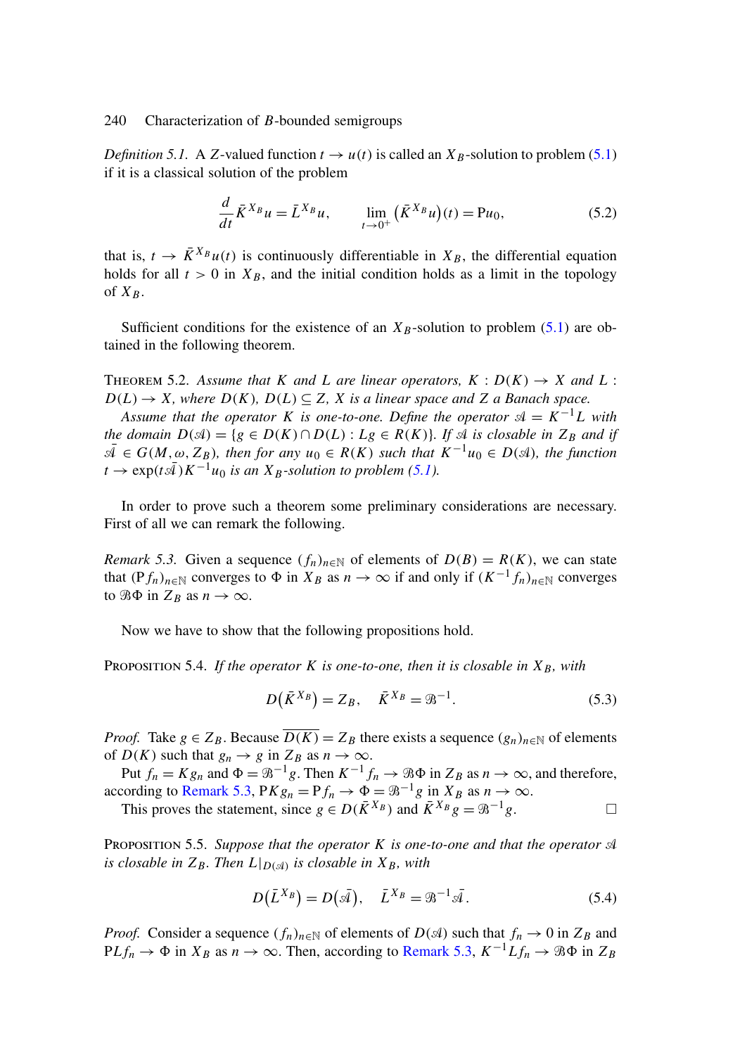*Definition 5.1.* A $Z$-valued function $t \to u(t)$ is called an $X_B$-solution to problem (5.1) if it is a classical solution of the problem

$$\frac{d}{dt}\bar{K}^{X_B}u = \bar{L}^{X_B}u, \qquad \lim_{t\to 0^+}\left(\bar{K}^{X_B}u\right)(t) = \mathrm{P}u_0, \tag{5.2}$$

that is, $t \to \bar{K}^{X_B}u(t)$ is continuously differentiable in $X_B$, the differential equation holds for all $t > 0$ in $X_B$, and the initial condition holds as a limit in the topology of $X_B$.

Sufficient conditions for the existence of an $X_B$-solution to problem (5.1) are obtained in the following theorem.

THEOREM 5.2. *Assume that $K$ and $L$ are linear operators, $K : D(K) \to X$ and $L : D(L) \to X$, where $D(K)$, $D(L) \subseteq Z$, $X$ is a linear space and $Z$ a Banach space.*

*Assume that the operator $K$ is one-to-one. Define the operator $\mathscr{A} = K^{-1}L$ with the domain $D(\mathscr{A}) = \{g \in D(K) \cap D(L) : Lg \in R(K)\}$. If $\mathscr{A}$ is closable in $Z_B$ and if $\bar{\mathscr{A}} \in G(M, \omega, Z_B)$, then for any $u_0 \in R(K)$ such that $K^{-1}u_0 \in D(\mathscr{A})$, the function $t \to \exp(t\bar{\mathscr{A}})K^{-1}u_0$ is an $X_B$-solution to problem (5.1).*

In order to prove such a theorem some preliminary considerations are necessary. First of all we can remark the following.

*Remark 5.3.* Given a sequence $(f_n)_{n\in\mathbb{N}}$ of elements of $D(B) = R(K)$, we can state that $(\mathrm{P}f_n)_{n\in\mathbb{N}}$ converges to $\Phi$ in $X_B$ as $n \to \infty$ if and only if $(K^{-1}f_n)_{n\in\mathbb{N}}$ converges to $\mathscr{B}\Phi$ in $Z_B$ as $n \to \infty$.

Now we have to show that the following propositions hold.

PROPOSITION 5.4. *If the operator $K$ is one-to-one, then it is closable in $X_B$, with*

$$D\left(\bar{K}^{X_B}\right) = Z_B, \quad \bar{K}^{X_B} = \mathscr{B}^{-1}. \tag{5.3}$$

*Proof.* Take $g \in Z_B$. Because $\overline{D(K)} = Z_B$ there exists a sequence $(g_n)_{n\in\mathbb{N}}$ of elements of $D(K)$ such that $g_n \to g$ in $Z_B$ as $n \to \infty$.

Put $f_n = Kg_n$ and $\Phi = \mathscr{B}^{-1}g$. Then $K^{-1}f_n \to \mathscr{B}\Phi$ in $Z_B$ as $n \to \infty$, and therefore, according to Remark 5.3, $\mathrm{P}Kg_n = \mathrm{P}f_n \to \Phi = \mathscr{B}^{-1}g$ in $X_B$ as $n \to \infty$.

This proves the statement, since $g \in D(\bar{K}^{X_B})$ and $\bar{K}^{X_B}g = \mathscr{B}^{-1}g$. $\square$

PROPOSITION 5.5. *Suppose that the operator $K$ is one-to-one and that the operator $\mathscr{A}$ is closable in $Z_B$. Then $L|_{D(\mathscr{A})}$ is closable in $X_B$, with*

$$D\left(\bar{L}^{X_B}\right) = D\left(\bar{\mathscr{A}}\right), \quad \bar{L}^{X_B} = \mathscr{B}^{-1}\bar{\mathscr{A}}. \tag{5.4}$$

*Proof.* Consider a sequence $(f_n)_{n\in\mathbb{N}}$ of elements of $D(\mathscr{A})$ such that $f_n \to 0$ in $Z_B$ and $\mathrm{P}Lf_n \to \Phi$ in $X_B$ as $n \to \infty$. Then, according to Remark 5.3, $K^{-1}Lf_n \to \mathscr{B}\Phi$ in $Z_B$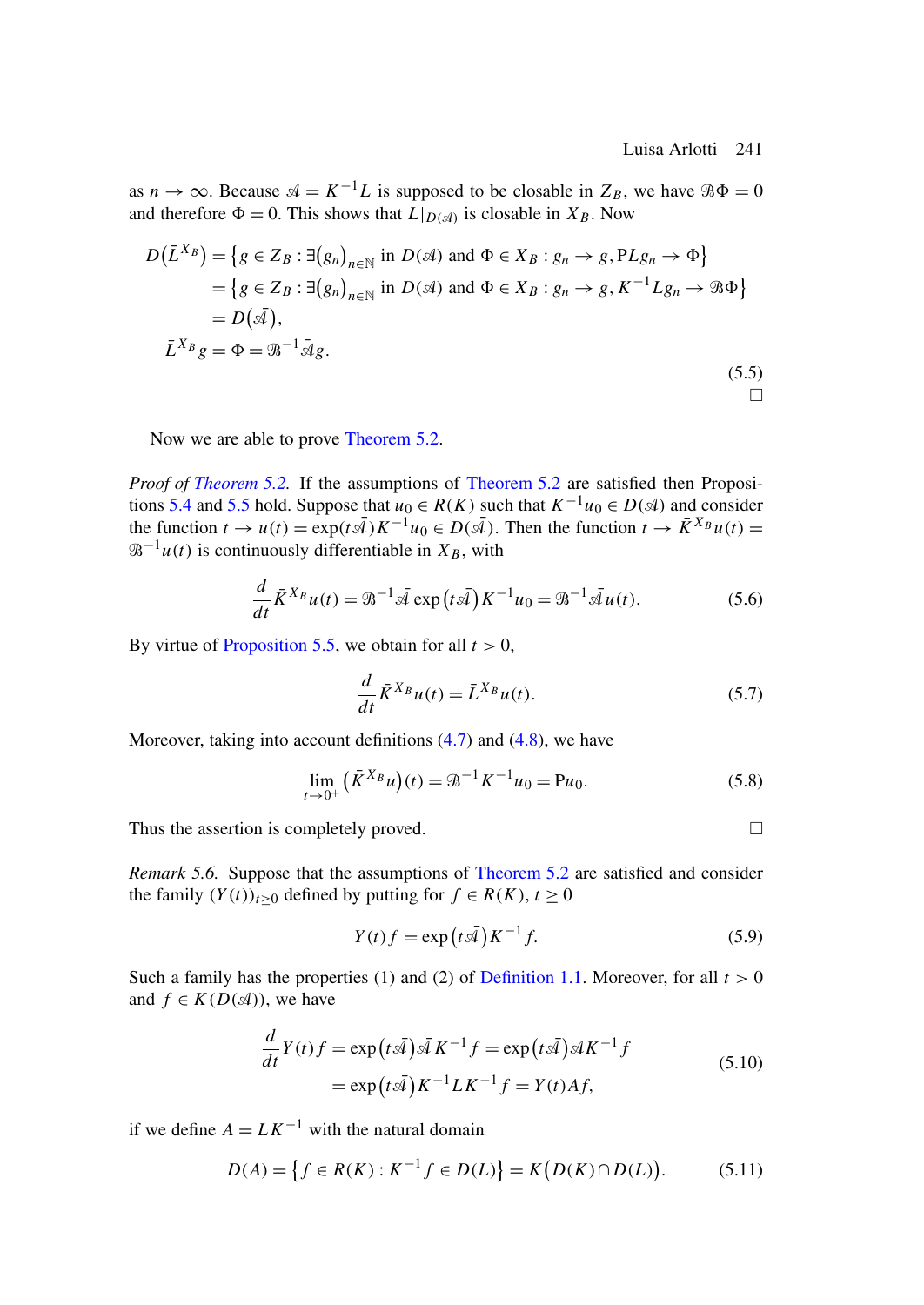as $n \to \infty$. Because $\mathscr{A} = K^{-1}L$ is supposed to be closable in $Z_B$, we have $\mathscr{B}\Phi = 0$ and therefore $\Phi = 0$. This shows that $L|_{D(\mathscr{A})}$ is closable in $X_B$. Now

$$
\begin{aligned}
D\big(\bar{L}^{X_B}\big) &= \big\{g \in Z_B : \exists \big(g_n\big)_{n\in\mathbb{N}} \text{ in } D(\mathscr{A}) \text{ and } \Phi \in X_B : g_n \to g, \mathrm{P}Lg_n \to \Phi\big\} \\
&= \big\{g \in Z_B : \exists \big(g_n\big)_{n\in\mathbb{N}} \text{ in } D(\mathscr{A}) \text{ and } \Phi \in X_B : g_n \to g, K^{-1}Lg_n \to \mathscr{B}\Phi\big\} \\
&= D\big(\bar{\mathscr{A}}\big), \\
\bar{L}^{X_B}g &= \Phi = \mathscr{B}^{-1}\bar{\mathscr{A}}g.
\end{aligned}
\tag{5.5}
$$

$\square$

Now we are able to prove Theorem 5.2.

*Proof of Theorem 5.2.* If the assumptions of Theorem 5.2 are satisfied then Propositions 5.4 and 5.5 hold. Suppose that $u_0 \in R(K)$ such that $K^{-1}u_0 \in D(\mathscr{A})$ and consider the function $t \to u(t) = \exp(t\bar{\mathscr{A}})K^{-1}u_0 \in D(\bar{\mathscr{A}})$. Then the function $t \to \bar{K}^{X_B}u(t) = \mathscr{B}^{-1}u(t)$ is continuously differentiable in $X_B$, with

$$
\frac{d}{dt}\bar{K}^{X_B}u(t) = \mathscr{B}^{-1}\bar{\mathscr{A}}\exp\big(t\bar{\mathscr{A}}\big)K^{-1}u_0 = \mathscr{B}^{-1}\bar{\mathscr{A}}u(t). \tag{5.6}
$$

By virtue of Proposition 5.5, we obtain for all $t > 0$,

$$
\frac{d}{dt}\bar{K}^{X_B}u(t) = \bar{L}^{X_B}u(t). \tag{5.7}
$$

Moreover, taking into account definitions (4.7) and (4.8), we have

$$
\lim_{t\to 0^+}\big(\bar{K}^{X_B}u\big)(t) = \mathscr{B}^{-1}K^{-1}u_0 = \mathrm{P}u_0. \tag{5.8}
$$

Thus the assertion is completely proved. $\square$

*Remark 5.6.* Suppose that the assumptions of Theorem 5.2 are satisfied and consider the family $(Y(t))_{t\ge 0}$ defined by putting for $f \in R(K)$, $t \ge 0$

$$
Y(t)f = \exp\big(t\bar{\mathscr{A}}\big)K^{-1}f. \tag{5.9}
$$

Such a family has the properties (1) and (2) of Definition 1.1. Moreover, for all $t > 0$ and $f \in K(D(\mathscr{A}))$, we have

$$
\begin{aligned}
\frac{d}{dt}Y(t)f &= \exp\big(t\bar{\mathscr{A}}\big)\bar{\mathscr{A}}K^{-1}f = \exp\big(t\bar{\mathscr{A}}\big)\mathscr{A}K^{-1}f \\
&= \exp\big(t\bar{\mathscr{A}}\big)K^{-1}LK^{-1}f = Y(t)Af,
\end{aligned}
\tag{5.10}
$$

if we define $A = LK^{-1}$ with the natural domain

$$
D(A) = \big\{f \in R(K) : K^{-1}f \in D(L)\big\} = K\big(D(K) \cap D(L)\big). \tag{5.11}
$$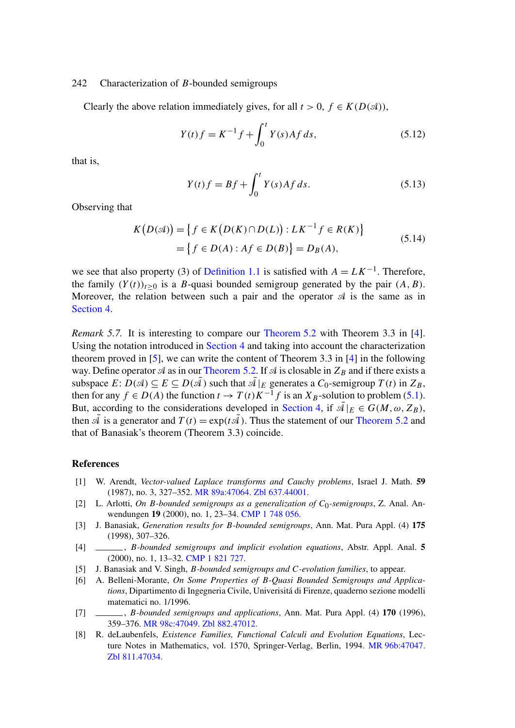Clearly the above relation immediately gives, for all $t > 0$, $f \in K(D(\mathscr{A}))$,

$$Y(t)f = K^{-1}f + \int_0^t Y(s)Af\,ds, \tag{5.12}$$

that is,

$$Y(t)f = Bf + \int_0^t Y(s)Af\,ds. \tag{5.13}$$

Observing that

$$\begin{aligned} K\big(D(\mathscr{A})\big) &= \big\{f \in K\big(D(K) \cap D(L)\big) : LK^{-1}f \in R(K)\big\} \\ &= \big\{f \in D(A) : Af \in D(B)\big\} = D_B(A), \end{aligned} \tag{5.14}$$

we see that also property (3) of Definition 1.1 is satisfied with $A = LK^{-1}$. Therefore, the family $(Y(t))_{t \geq 0}$ is a $B$-quasi bounded semigroup generated by the pair $(A, B)$. Moreover, the relation between such a pair and the operator $\mathscr{A}$ is the same as in Section 4.

*Remark 5.7.* It is interesting to compare our Theorem 5.2 with Theorem 3.3 in [4]. Using the notation introduced in Section 4 and taking into account the characterization theorem proved in [5], we can write the content of Theorem 3.3 in [4] in the following way. Define operator $\mathscr{A}$ as in our Theorem 5.2. If $\mathscr{A}$ is closable in $Z_B$ and if there exists a subspace $E$: $D(\mathscr{A}) \subseteq E \subseteq D(\bar{\mathscr{A}})$ such that $\bar{\mathscr{A}}|_E$ generates a $C_0$-semigroup $T(t)$ in $Z_B$, then for any $f \in D(A)$ the function $t \to T(t)K^{-1}f$ is an $X_B$-solution to problem (5.1). But, according to the considerations developed in Section 4, if $\bar{\mathscr{A}}|_E \in G(M, \omega, Z_B)$, then $\bar{\mathscr{A}}$ is a generator and $T(t) = \exp(t\bar{\mathscr{A}})$. Thus the statement of our Theorem 5.2 and that of Banasiak's theorem (Theorem 3.3) coincide.

## References

[1] W. Arendt, *Vector-valued Laplace transforms and Cauchy problems*, Israel J. Math. **59** (1987), no. 3, 327–352. MR 89a:47064. Zbl 637.44001.

[2] L. Arlotti, *On B-bounded semigroups as a generalization of $C_0$-semigroups*, Z. Anal. Anwendungen **19** (2000), no. 1, 23–34. CMP 1 748 056.

[3] J. Banasiak, *Generation results for B-bounded semigroups*, Ann. Mat. Pura Appl. (4) **175** (1998), 307–326.

[4] ———, *B-bounded semigroups and implicit evolution equations*, Abstr. Appl. Anal. **5** (2000), no. 1, 13–32. CMP 1 821 727.

[5] J. Banasiak and V. Singh, *B-bounded semigroups and C-evolution families*, to appear.

[6] A. Belleni-Morante, *On Some Properties of B-Quasi Bounded Semigroups and Applications*, Dipartimento di Ingegneria Civile, Univerisitá di Firenze, quaderno sezione modelli matematici no. 1/1996.

[7] ———, *B-bounded semigroups and applications*, Ann. Mat. Pura Appl. (4) **170** (1996), 359–376. MR 98c:47049. Zbl 882.47012.

[8] R. deLaubenfels, *Existence Families, Functional Calculi and Evolution Equations*, Lecture Notes in Mathematics, vol. 1570, Springer-Verlag, Berlin, 1994. MR 96b:47047. Zbl 811.47034.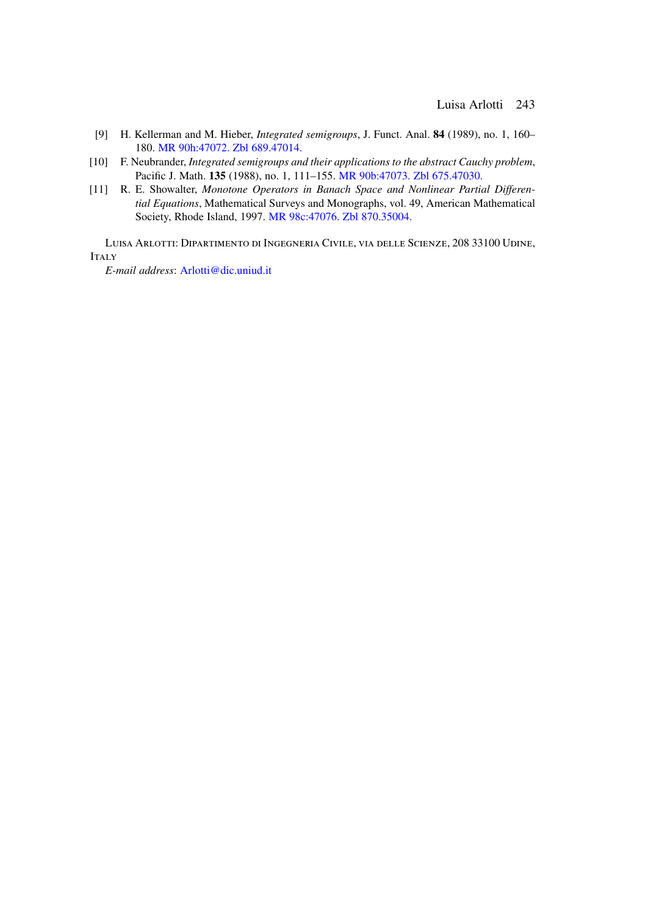[9] H. Kellerman and M. Hieber, *Integrated semigroups*, J. Funct. Anal. **84** (1989), no. 1, 160–180. MR 90h:47072. Zbl 689.47014.

[10] F. Neubrander, *Integrated semigroups and their applications to the abstract Cauchy problem*, Pacific J. Math. **135** (1988), no. 1, 111–155. MR 90b:47073. Zbl 675.47030.

[11] R. E. Showalter, *Monotone Operators in Banach Space and Nonlinear Partial Differential Equations*, Mathematical Surveys and Monographs, vol. 49, American Mathematical Society, Rhode Island, 1997. MR 98c:47076. Zbl 870.35004.

Luisa Arlotti: Dipartimento di Ingegneria Civile, via delle Scienze, 208 33100 Udine, Italy

*E-mail address*: Arlotti@dic.uniud.it